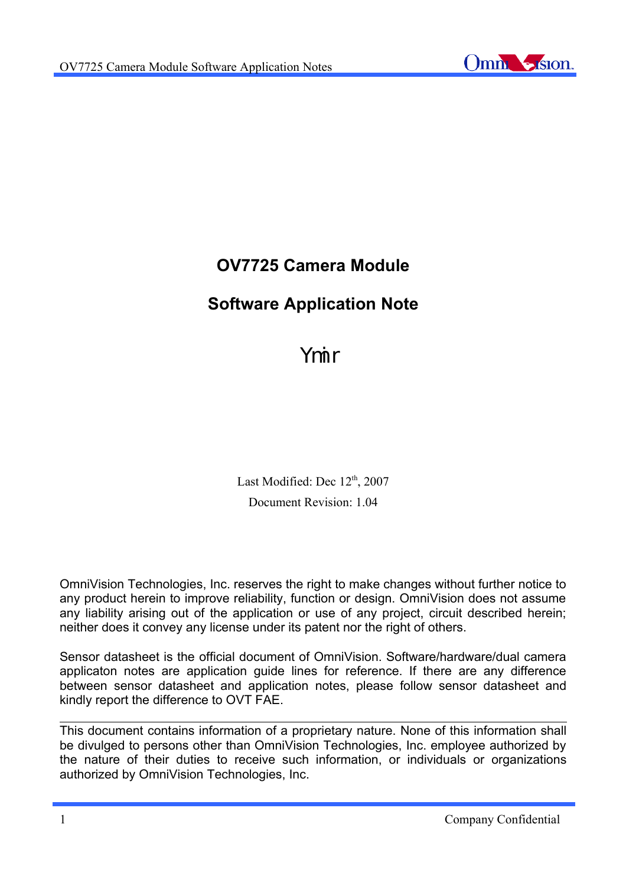# OV7725 Camera Module

## Software Application Note

Ymir

Last Modified: Dec 12th, 2007

Document Revision: 1.04

OmniVision Technologies, Inc. reserves the right to make changes without further notice to any product herein to improve reliability, function or design. OmniVision does not assume any liability arising out of the application or use of any project, circuit described herein; neither does it convey any license under its patent nor the right of others.

Sensor datasheet is the official document of OmniVision. Software/hardware/dual camera applicaton notes are application guide lines for reference. If there are any difference between sensor datasheet and application notes, please follow sensor datasheet and kindly report the difference to OVT FAE.

---

This document contains information of a proprietary nature. None of this information shall be divulged to persons other than OmniVision Technologies, Inc. employee authorized by the nature of their duties to receive such information, or individuals or organizations authorized by OmniVision Technologies, Inc.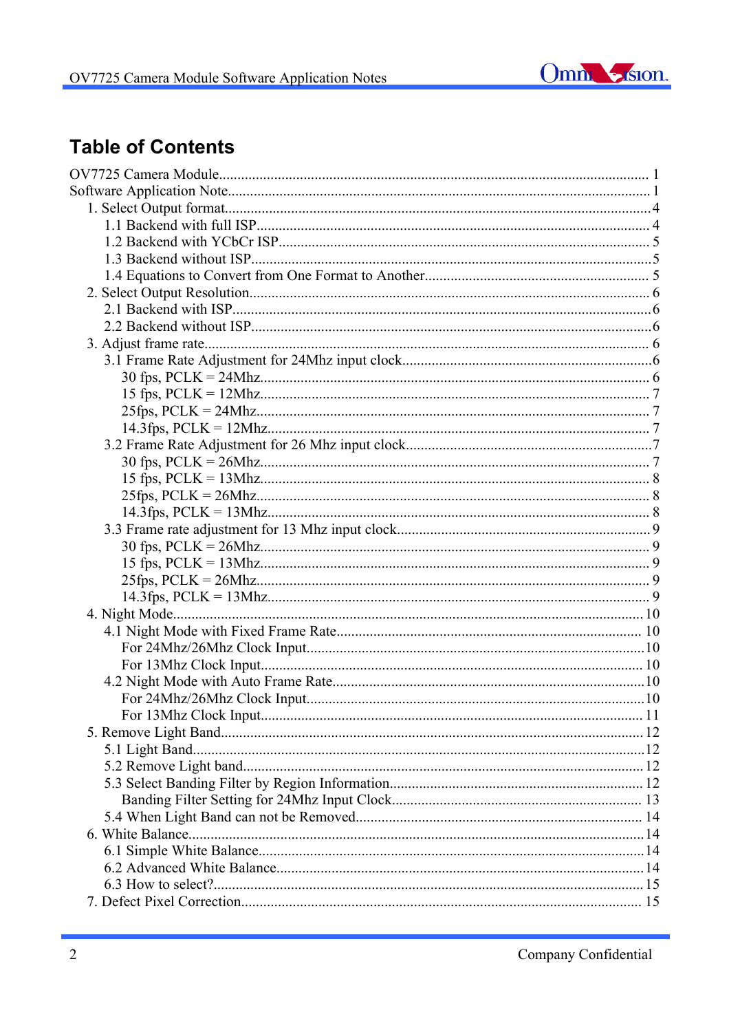# Table of Contents

- OV7725 Camera Module .......... 1
- Software Application Note .......... 1
  - 1. Select Output format .......... 4
    - 1.1 Backend with full ISP .......... 4
    - 1.2 Backend with YCbCr ISP .......... 5
    - 1.3 Backend without ISP .......... 5
    - 1.4 Equations to Convert from One Format to Another .......... 5
  - 2. Select Output Resolution .......... 6
    - 2.1 Backend with ISP .......... 6
    - 2.2 Backend without ISP .......... 6
  - 3. Adjust frame rate .......... 6
    - 3.1 Frame Rate Adjustment for 24Mhz input clock .......... 6
      - 30 fps, PCLK = 24Mhz .......... 6
      - 15 fps, PCLK = 12Mhz .......... 7
      - 25fps, PCLK = 24Mhz .......... 7
      - 14.3fps, PCLK = 12Mhz .......... 7
    - 3.2 Frame Rate Adjustment for 26 Mhz input clock .......... 7
      - 30 fps, PCLK = 26Mhz .......... 7
      - 15 fps, PCLK = 13Mhz .......... 8
      - 25fps, PCLK = 26Mhz .......... 8
      - 14.3fps, PCLK = 13Mhz .......... 8
    - 3.3 Frame rate adjustment for 13 Mhz input clock .......... 9
      - 30 fps, PCLK = 26Mhz .......... 9
      - 15 fps, PCLK = 13Mhz .......... 9
      - 25fps, PCLK = 26Mhz .......... 9
      - 14.3fps, PCLK = 13Mhz .......... 9
  - 4. Night Mode .......... 10
    - 4.1 Night Mode with Fixed Frame Rate .......... 10
      - For 24Mhz/26Mhz Clock Input .......... 10
      - For 13Mhz Clock Input .......... 10
    - 4.2 Night Mode with Auto Frame Rate .......... 10
      - For 24Mhz/26Mhz Clock Input .......... 10
      - For 13Mhz Clock Input .......... 11
  - 5. Remove Light Band .......... 12
    - 5.1 Light Band .......... 12
    - 5.2 Remove Light band .......... 12
    - 5.3 Select Banding Filter by Region Information .......... 12
      - Banding Filter Setting for 24Mhz Input Clock .......... 13
    - 5.4 When Light Band can not be Removed .......... 14
  - 6. White Balance .......... 14
    - 6.1 Simple White Balance .......... 14
    - 6.2 Advanced White Balance .......... 14
    - 6.3 How to select? .......... 15
  - 7. Defect Pixel Correction .......... 15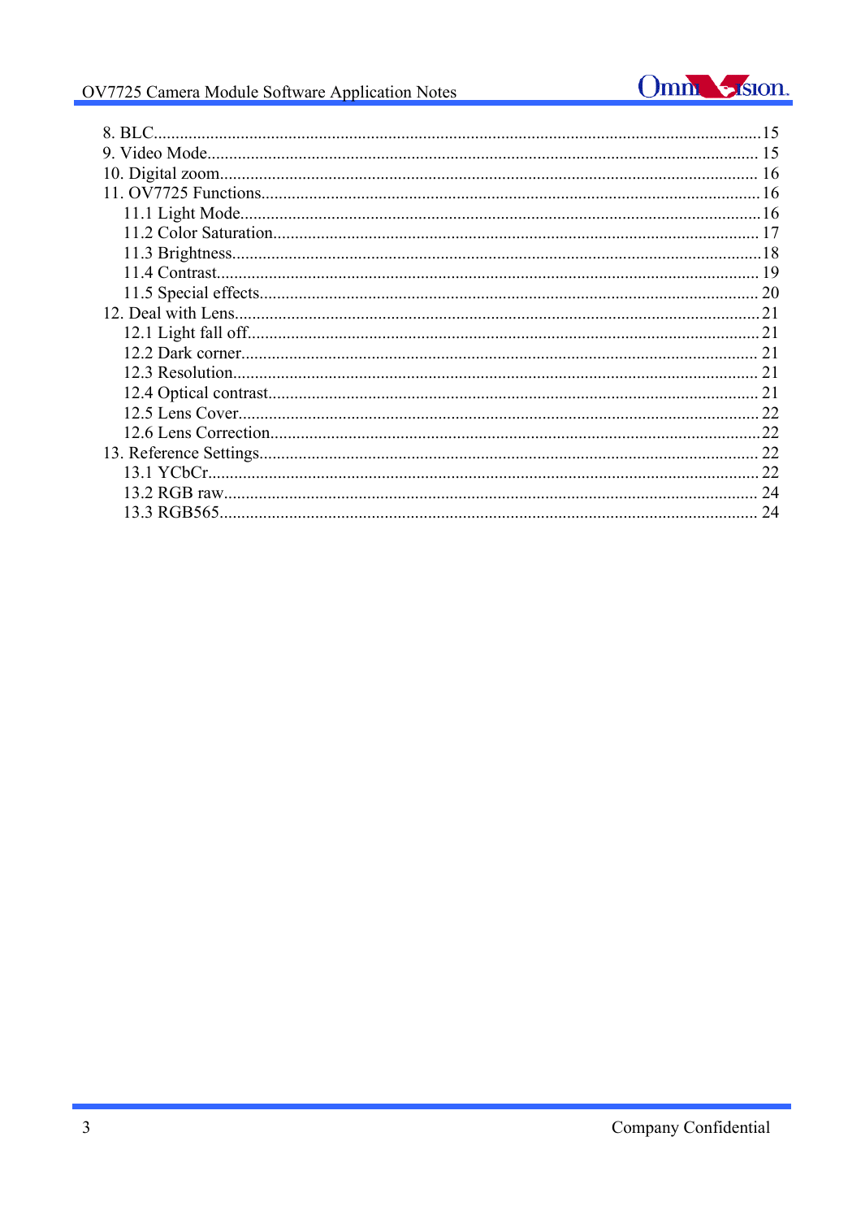8. BLC....................................................................................................................................15
9. Video Mode............................................................................................................................ 15
10. Digital zoom.......................................................................................................................... 16
11. OV7725 Functions.................................................................................................................16
    11.1 Light Mode.....................................................................................................................16
    11.2 Color Saturation.............................................................................................................. 17
    11.3 Brightness........................................................................................................................18
    11.4 Contrast.......................................................................................................................... 19
    11.5 Special effects................................................................................................................. 20
12. Deal with Lens.......................................................................................................................21
    12.1 Light fall off.................................................................................................................... 21
    12.2 Dark corner..................................................................................................................... 21
    12.3 Resolution....................................................................................................................... 21
    12.4 Optical contrast............................................................................................................... 21
    12.5 Lens Cover...................................................................................................................... 22
    12.6 Lens Correction...............................................................................................................22
13. Reference Settings................................................................................................................. 22
    13.1 YCbCr............................................................................................................................. 22
    13.2 RGB raw......................................................................................................................... 24
    13.3 RGB565.......................................................................................................................... 24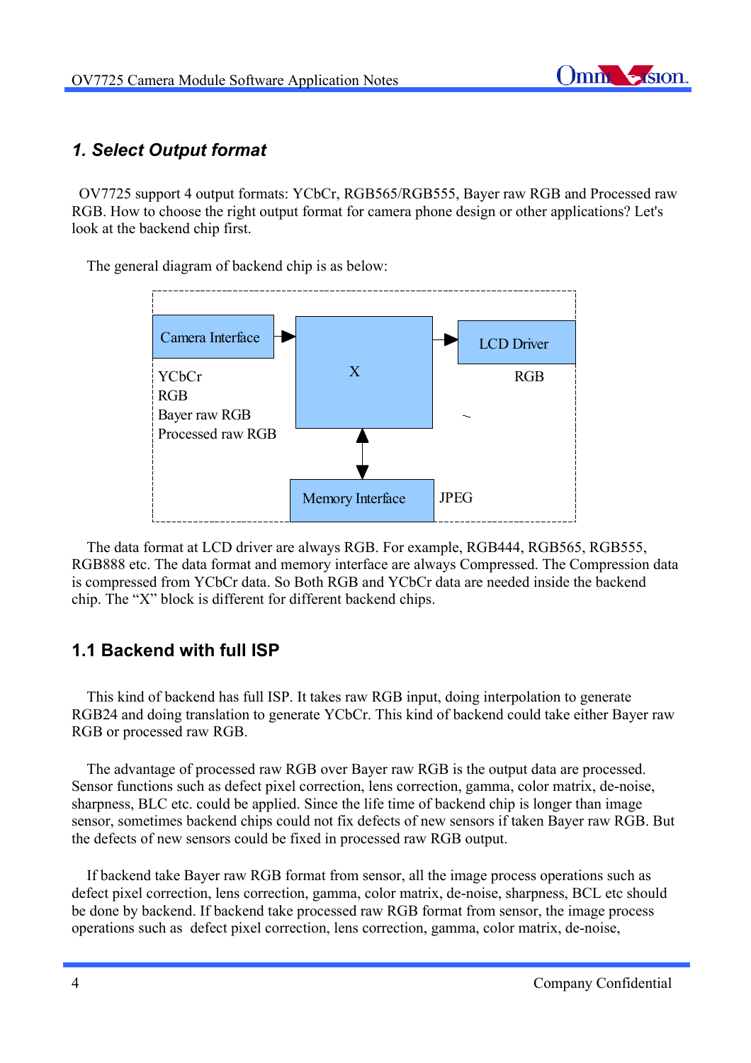## 1. Select Output format

OV7725 support 4 output formats: YCbCr, RGB565/RGB555, Bayer raw RGB and Processed raw RGB. How to choose the right output format for camera phone design or other applications? Let's look at the backend chip first.

The general diagram of backend chip is as below:

Camera Interface → X → LCD Driver

YCbCr
RGB
Bayer raw RGB
Processed raw RGB

RGB

X ↔ Memory Interface

JPEG

The data format at LCD driver are always RGB. For example, RGB444, RGB565, RGB555, RGB888 etc. The data format and memory interface are always Compressed. The Compression data is compressed from YCbCr data. So Both RGB and YCbCr data are needed inside the backend chip. The "X" block is different for different backend chips.

### 1.1 Backend with full ISP

This kind of backend has full ISP. It takes raw RGB input, doing interpolation to generate RGB24 and doing translation to generate YCbCr. This kind of backend could take either Bayer raw RGB or processed raw RGB.

The advantage of processed raw RGB over Bayer raw RGB is the output data are processed. Sensor functions such as defect pixel correction, lens correction, gamma, color matrix, de-noise, sharpness, BLC etc. could be applied. Since the life time of backend chip is longer than image sensor, sometimes backend chips could not fix defects of new sensors if taken Bayer raw RGB. But the defects of new sensors could be fixed in processed raw RGB output.

If backend take Bayer raw RGB format from sensor, all the image process operations such as defect pixel correction, lens correction, gamma, color matrix, de-noise, sharpness, BCL etc should be done by backend. If backend take processed raw RGB format from sensor, the image process operations such as defect pixel correction, lens correction, gamma, color matrix, de-noise,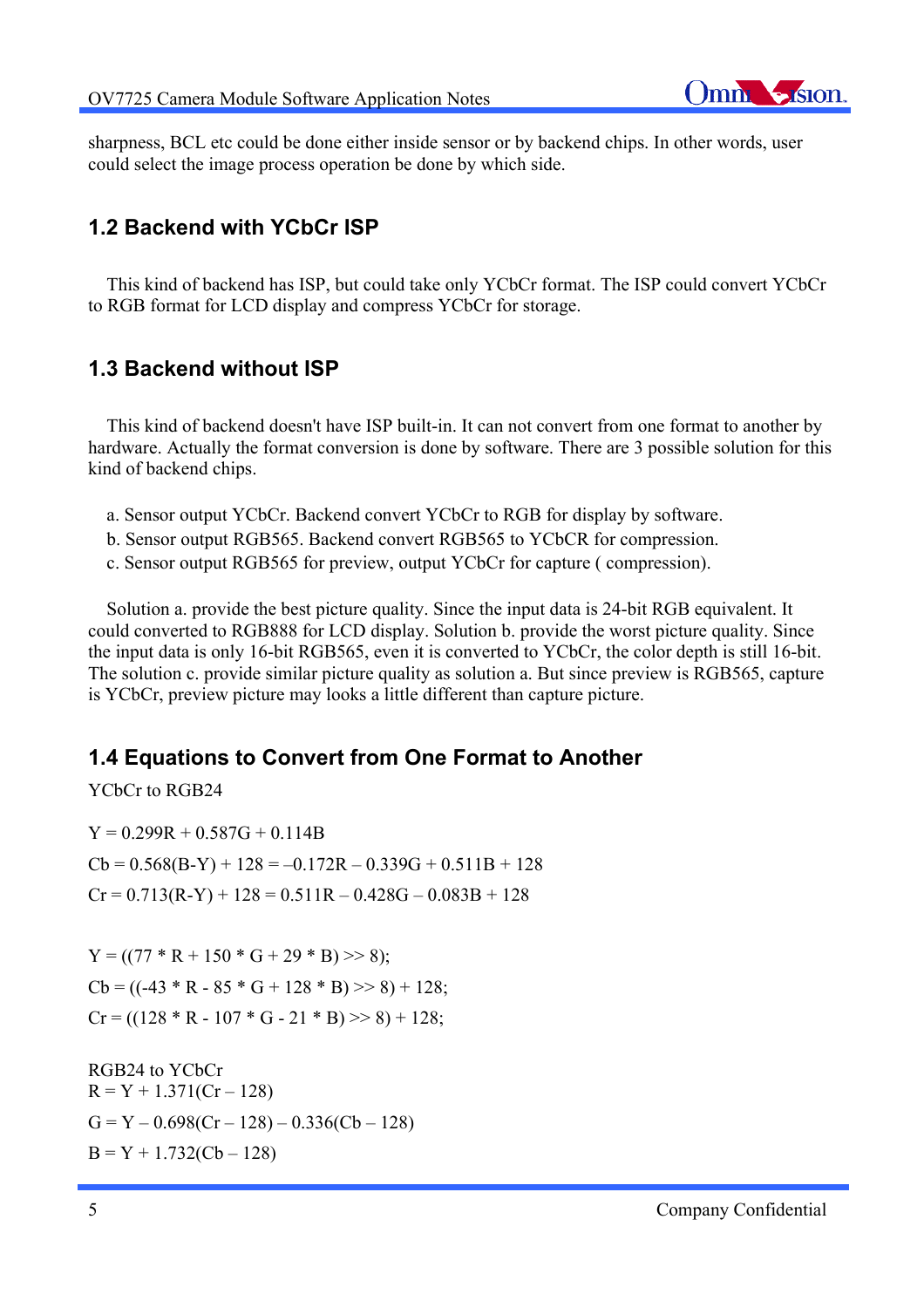sharpness, BCL etc could be done either inside sensor or by backend chips. In other words, user could select the image process operation be done by which side.

## 1.2 Backend with YCbCr ISP

This kind of backend has ISP, but could take only YCbCr format. The ISP could convert YCbCr to RGB format for LCD display and compress YCbCr for storage.

## 1.3 Backend without ISP

This kind of backend doesn't have ISP built-in. It can not convert from one format to another by hardware. Actually the format conversion is done by software. There are 3 possible solution for this kind of backend chips.

a. Sensor output YCbCr. Backend convert YCbCr to RGB for display by software.
b. Sensor output RGB565. Backend convert RGB565 to YCBCR for compression.
c. Sensor output RGB565 for preview, output YCbCr for capture ( compression).

Solution a. provide the best picture quality. Since the input data is 24-bit RGB equivalent. It could converted to RGB888 for LCD display. Solution b. provide the worst picture quality. Since the input data is only 16-bit RGB565, even it is converted to YCbCr, the color depth is still 16-bit. The solution c. provide similar picture quality as solution a. But since preview is RGB565, capture is YCbCr, preview picture may looks a little different than capture picture.

## 1.4 Equations to Convert from One Format to Another

YCbCr to RGB24

$$Y = 0.299R + 0.587G + 0.114B$$

$$Cb = 0.568(B-Y) + 128 = -0.172R - 0.339G + 0.511B + 128$$

$$Cr = 0.713(R-Y) + 128 = 0.511R - 0.428G - 0.083B + 128$$

```
Y = ((77 * R + 150 * G + 29 * B) >> 8);
Cb = ((-43 * R - 85 * G + 128 * B) >> 8) + 128;
Cr = ((128 * R - 107 * G - 21 * B) >> 8) + 128;
```

RGB24 to YCbCr

$$R = Y + 1.371(Cr - 128)$$

$$G = Y - 0.698(Cr - 128) - 0.336(Cb - 128)$$

$$B = Y + 1.732(Cb - 128)$$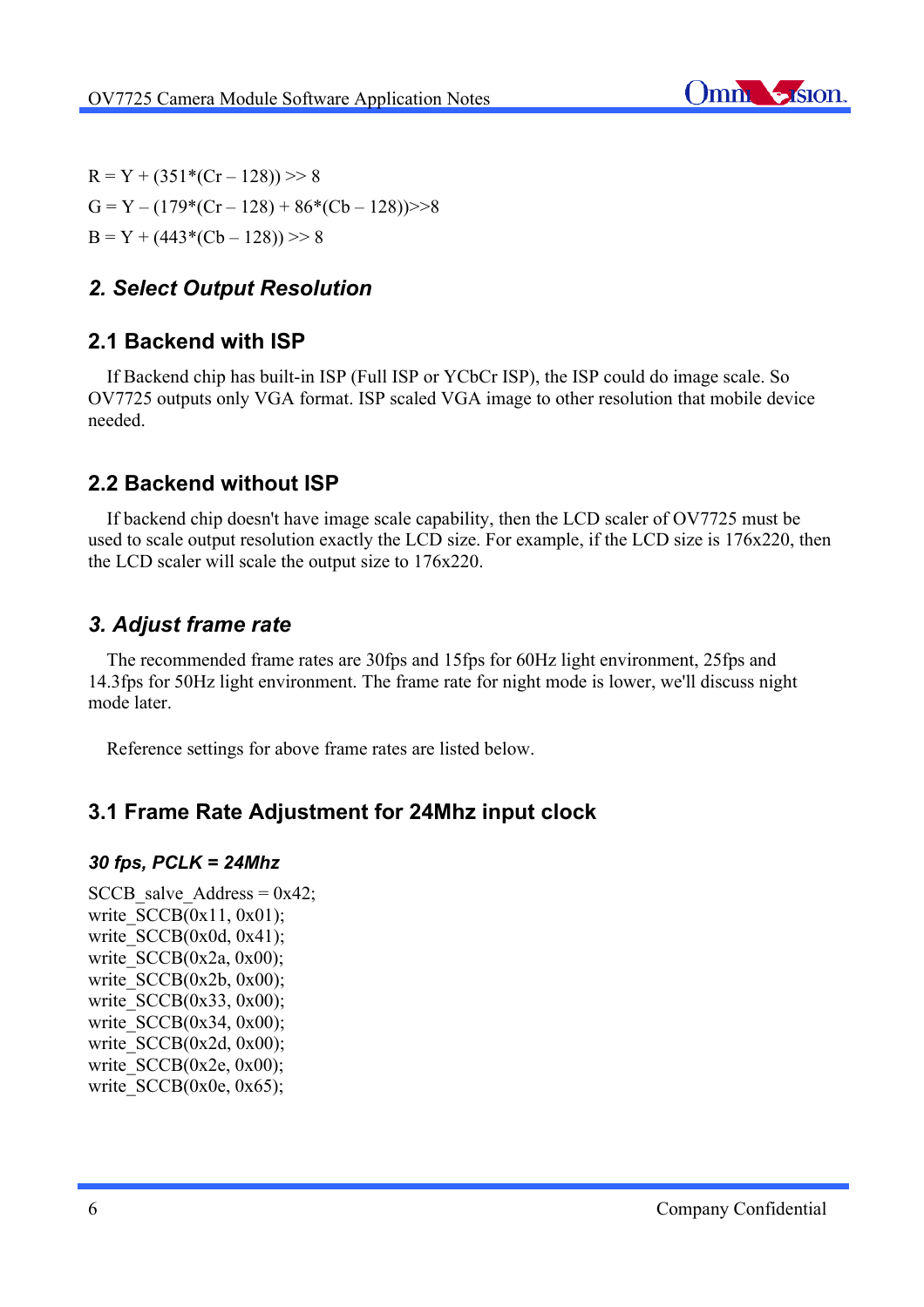R = Y + (351*(Cr – 128)) >> 8
G = Y – (179*(Cr – 128) + 86*(Cb – 128))>>8
B = Y + (443*(Cb – 128)) >> 8

## *2. Select Output Resolution*

### 2.1 Backend with ISP

If Backend chip has built-in ISP (Full ISP or YCbCr ISP), the ISP could do image scale. So OV7725 outputs only VGA format. ISP scaled VGA image to other resolution that mobile device needed.

### 2.2 Backend without ISP

If backend chip doesn't have image scale capability, then the LCD scaler of OV7725 must be used to scale output resolution exactly the LCD size. For example, if the LCD size is 176x220, then the LCD scaler will scale the output size to 176x220.

## *3. Adjust frame rate*

The recommended frame rates are 30fps and 15fps for 60Hz light environment, 25fps and 14.3fps for 50Hz light environment. The frame rate for night mode is lower, we'll discuss night mode later.

Reference settings for above frame rates are listed below.

### 3.1 Frame Rate Adjustment for 24Mhz input clock

#### *30 fps, PCLK = 24Mhz*

```
SCCB_salve_Address = 0x42;
write_SCCB(0x11, 0x01);
write_SCCB(0x0d, 0x41);
write_SCCB(0x2a, 0x00);
write_SCCB(0x2b, 0x00);
write_SCCB(0x33, 0x00);
write_SCCB(0x34, 0x00);
write_SCCB(0x2d, 0x00);
write_SCCB(0x2e, 0x00);
write_SCCB(0x0e, 0x65);
```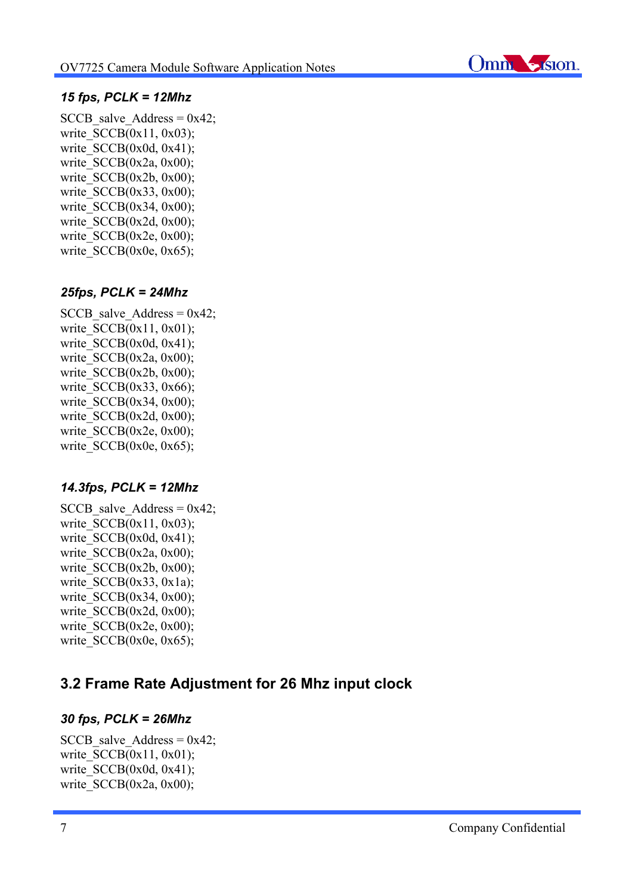### *15 fps, PCLK = 12Mhz*

```
SCCB_salve_Address = 0x42;
write_SCCB(0x11, 0x03);
write_SCCB(0x0d, 0x41);
write_SCCB(0x2a, 0x00);
write_SCCB(0x2b, 0x00);
write_SCCB(0x33, 0x00);
write_SCCB(0x34, 0x00);
write_SCCB(0x2d, 0x00);
write_SCCB(0x2e, 0x00);
write_SCCB(0x0e, 0x65);
```

### *25fps, PCLK = 24Mhz*

```
SCCB_salve_Address = 0x42;
write_SCCB(0x11, 0x01);
write_SCCB(0x0d, 0x41);
write_SCCB(0x2a, 0x00);
write_SCCB(0x2b, 0x00);
write_SCCB(0x33, 0x66);
write_SCCB(0x34, 0x00);
write_SCCB(0x2d, 0x00);
write_SCCB(0x2e, 0x00);
write_SCCB(0x0e, 0x65);
```

### *14.3fps, PCLK = 12Mhz*

```
SCCB_salve_Address = 0x42;
write_SCCB(0x11, 0x03);
write_SCCB(0x0d, 0x41);
write_SCCB(0x2a, 0x00);
write_SCCB(0x2b, 0x00);
write_SCCB(0x33, 0x1a);
write_SCCB(0x34, 0x00);
write_SCCB(0x2d, 0x00);
write_SCCB(0x2e, 0x00);
write_SCCB(0x0e, 0x65);
```

## 3.2 Frame Rate Adjustment for 26 Mhz input clock

### *30 fps, PCLK = 26Mhz*

```
SCCB_salve_Address = 0x42;
write_SCCB(0x11, 0x01);
write_SCCB(0x0d, 0x41);
write_SCCB(0x2a, 0x00);
```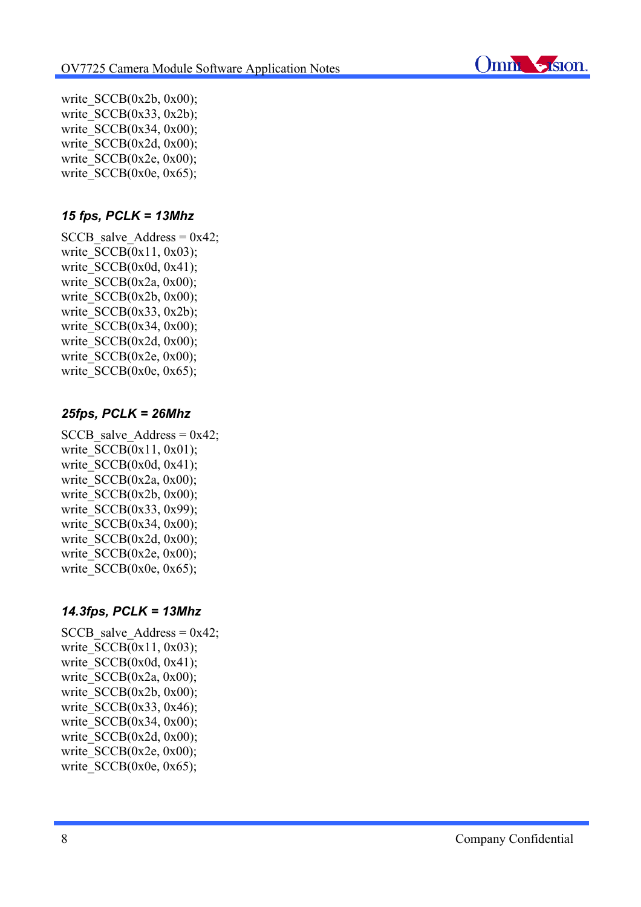```
write_SCCB(0x2b, 0x00);
write_SCCB(0x33, 0x2b);
write_SCCB(0x34, 0x00);
write_SCCB(0x2d, 0x00);
write_SCCB(0x2e, 0x00);
write_SCCB(0x0e, 0x65);
```

### *15 fps, PCLK = 13Mhz*

```
SCCB_salve_Address = 0x42;
write_SCCB(0x11, 0x03);
write_SCCB(0x0d, 0x41);
write_SCCB(0x2a, 0x00);
write_SCCB(0x2b, 0x00);
write_SCCB(0x33, 0x2b);
write_SCCB(0x34, 0x00);
write_SCCB(0x2d, 0x00);
write_SCCB(0x2e, 0x00);
write_SCCB(0x0e, 0x65);
```

### *25fps, PCLK = 26Mhz*

```
SCCB_salve_Address = 0x42;
write_SCCB(0x11, 0x01);
write_SCCB(0x0d, 0x41);
write_SCCB(0x2a, 0x00);
write_SCCB(0x2b, 0x00);
write_SCCB(0x33, 0x99);
write_SCCB(0x34, 0x00);
write_SCCB(0x2d, 0x00);
write_SCCB(0x2e, 0x00);
write_SCCB(0x0e, 0x65);
```

### *14.3fps, PCLK = 13Mhz*

```
SCCB_salve_Address = 0x42;
write_SCCB(0x11, 0x03);
write_SCCB(0x0d, 0x41);
write_SCCB(0x2a, 0x00);
write_SCCB(0x2b, 0x00);
write_SCCB(0x33, 0x46);
write_SCCB(0x34, 0x00);
write_SCCB(0x2d, 0x00);
write_SCCB(0x2e, 0x00);
write_SCCB(0x0e, 0x65);
```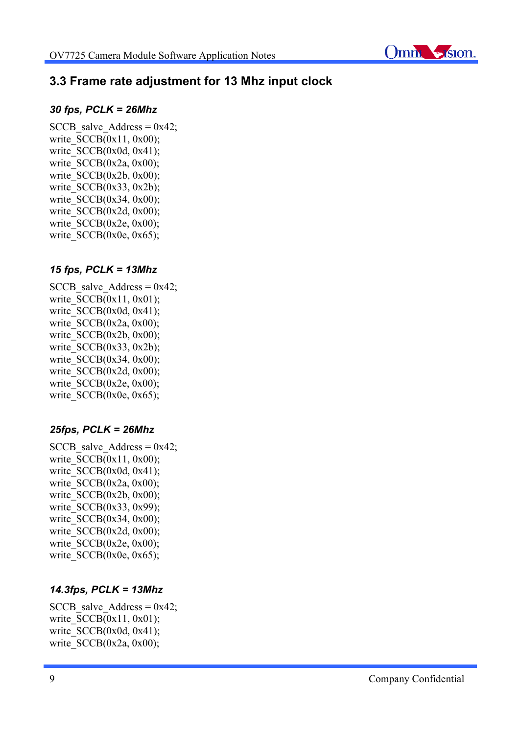## 3.3 Frame rate adjustment for 13 Mhz input clock

***30 fps, PCLK = 26Mhz***

```
SCCB_salve_Address = 0x42;
write_SCCB(0x11, 0x00);
write_SCCB(0x0d, 0x41);
write_SCCB(0x2a, 0x00);
write_SCCB(0x2b, 0x00);
write_SCCB(0x33, 0x2b);
write_SCCB(0x34, 0x00);
write_SCCB(0x2d, 0x00);
write_SCCB(0x2e, 0x00);
write_SCCB(0x0e, 0x65);
```

***15 fps, PCLK = 13Mhz***

```
SCCB_salve_Address = 0x42;
write_SCCB(0x11, 0x01);
write_SCCB(0x0d, 0x41);
write_SCCB(0x2a, 0x00);
write_SCCB(0x2b, 0x00);
write_SCCB(0x33, 0x2b);
write_SCCB(0x34, 0x00);
write_SCCB(0x2d, 0x00);
write_SCCB(0x2e, 0x00);
write_SCCB(0x0e, 0x65);
```

***25fps, PCLK = 26Mhz***

```
SCCB_salve_Address = 0x42;
write_SCCB(0x11, 0x00);
write_SCCB(0x0d, 0x41);
write_SCCB(0x2a, 0x00);
write_SCCB(0x2b, 0x00);
write_SCCB(0x33, 0x99);
write_SCCB(0x34, 0x00);
write_SCCB(0x2d, 0x00);
write_SCCB(0x2e, 0x00);
write_SCCB(0x0e, 0x65);
```

***14.3fps, PCLK = 13Mhz***

```
SCCB_salve_Address = 0x42;
write_SCCB(0x11, 0x01);
write_SCCB(0x0d, 0x41);
write_SCCB(0x2a, 0x00);
```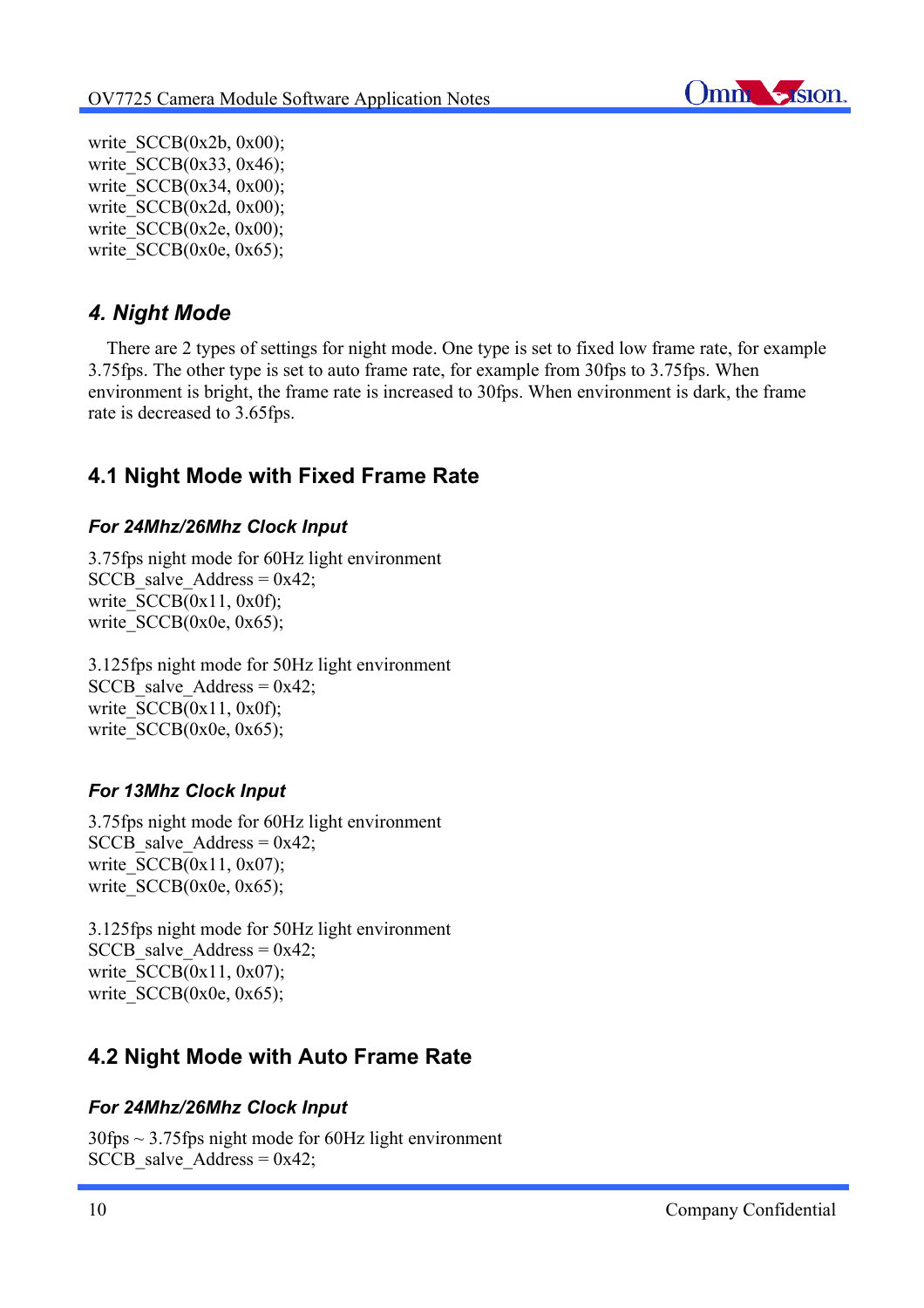```
write_SCCB(0x2b, 0x00);
write_SCCB(0x33, 0x46);
write_SCCB(0x34, 0x00);
write_SCCB(0x2d, 0x00);
write_SCCB(0x2e, 0x00);
write_SCCB(0x0e, 0x65);
```

## *4. Night Mode*

There are 2 types of settings for night mode. One type is set to fixed low frame rate, for example 3.75fps. The other type is set to auto frame rate, for example from 30fps to 3.75fps. When environment is bright, the frame rate is increased to 30fps. When environment is dark, the frame rate is decreased to 3.65fps.

### 4.1 Night Mode with Fixed Frame Rate

#### *For 24Mhz/26Mhz Clock Input*

3.75fps night mode for 60Hz light environment

```
SCCB_salve_Address = 0x42;
write_SCCB(0x11, 0x0f);
write_SCCB(0x0e, 0x65);
```

3.125fps night mode for 50Hz light environment

```
SCCB_salve_Address = 0x42;
write_SCCB(0x11, 0x0f);
write_SCCB(0x0e, 0x65);
```

#### *For 13Mhz Clock Input*

3.75fps night mode for 60Hz light environment

```
SCCB_salve_Address = 0x42;
write_SCCB(0x11, 0x07);
write_SCCB(0x0e, 0x65);
```

3.125fps night mode for 50Hz light environment

```
SCCB_salve_Address = 0x42;
write_SCCB(0x11, 0x07);
write_SCCB(0x0e, 0x65);
```

### 4.2 Night Mode with Auto Frame Rate

#### *For 24Mhz/26Mhz Clock Input*

30fps ~ 3.75fps night mode for 60Hz light environment

```
SCCB_salve_Address = 0x42;
```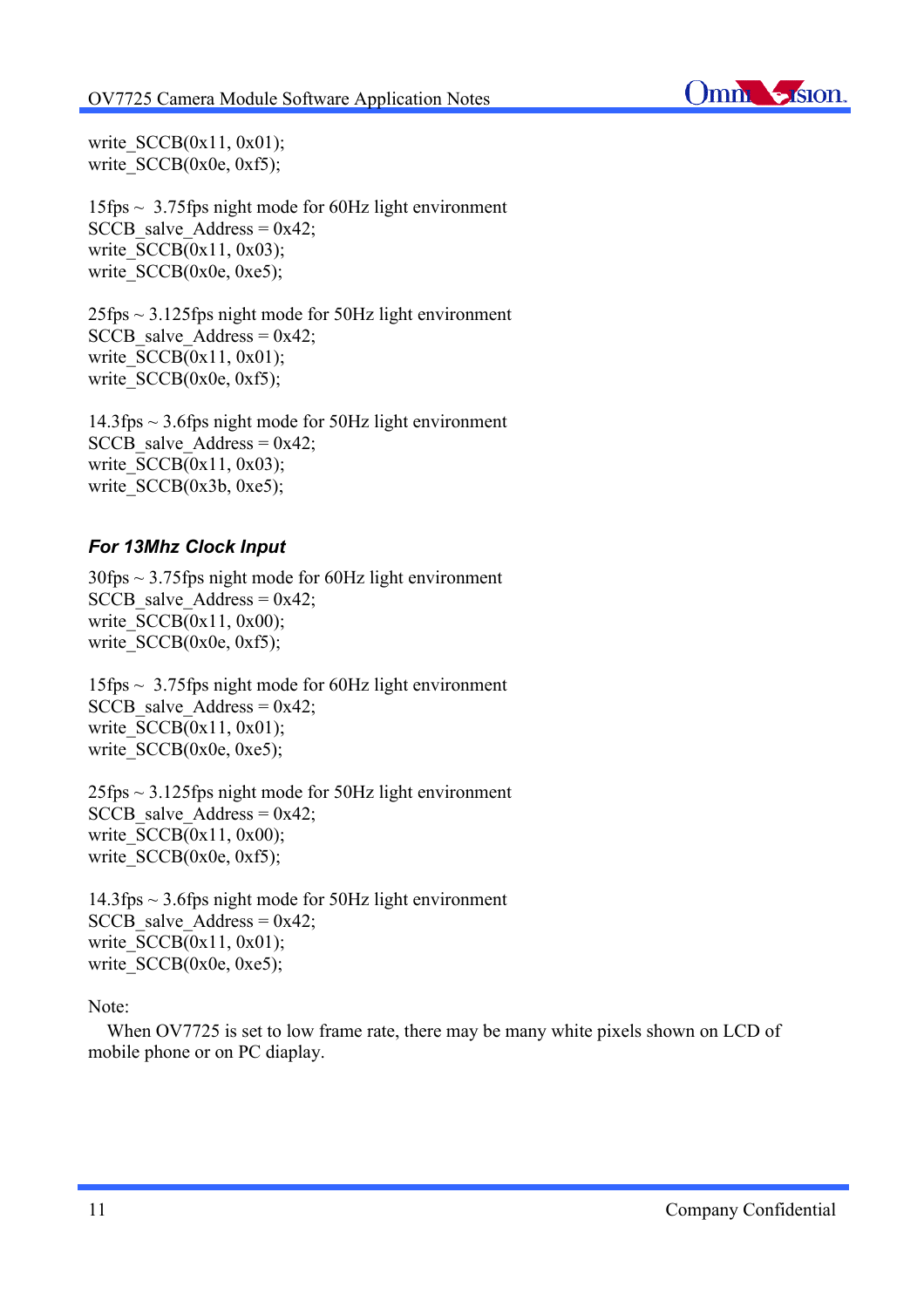write_SCCB(0x11, 0x01);
write_SCCB(0x0e, 0xf5);

15fps ~  3.75fps night mode for 60Hz light environment
SCCB_salve_Address = 0x42;
write_SCCB(0x11, 0x03);
write_SCCB(0x0e, 0xe5);

25fps ~ 3.125fps night mode for 50Hz light environment
SCCB_salve_Address = 0x42;
write_SCCB(0x11, 0x01);
write_SCCB(0x0e, 0xf5);

14.3fps ~ 3.6fps night mode for 50Hz light environment
SCCB_salve_Address = 0x42;
write_SCCB(0x11, 0x03);
write_SCCB(0x3b, 0xe5);

### *For 13Mhz Clock Input*

30fps ~ 3.75fps night mode for 60Hz light environment
SCCB_salve_Address = 0x42;
write_SCCB(0x11, 0x00);
write_SCCB(0x0e, 0xf5);

15fps ~  3.75fps night mode for 60Hz light environment
SCCB_salve_Address = 0x42;
write_SCCB(0x11, 0x01);
write_SCCB(0x0e, 0xe5);

25fps ~ 3.125fps night mode for 50Hz light environment
SCCB_salve_Address = 0x42;
write_SCCB(0x11, 0x00);
write_SCCB(0x0e, 0xf5);

14.3fps ~ 3.6fps night mode for 50Hz light environment
SCCB_salve_Address = 0x42;
write_SCCB(0x11, 0x01);
write_SCCB(0x0e, 0xe5);

Note:
When OV7725 is set to low frame rate, there may be many white pixels shown on LCD of mobile phone or on PC diaplay.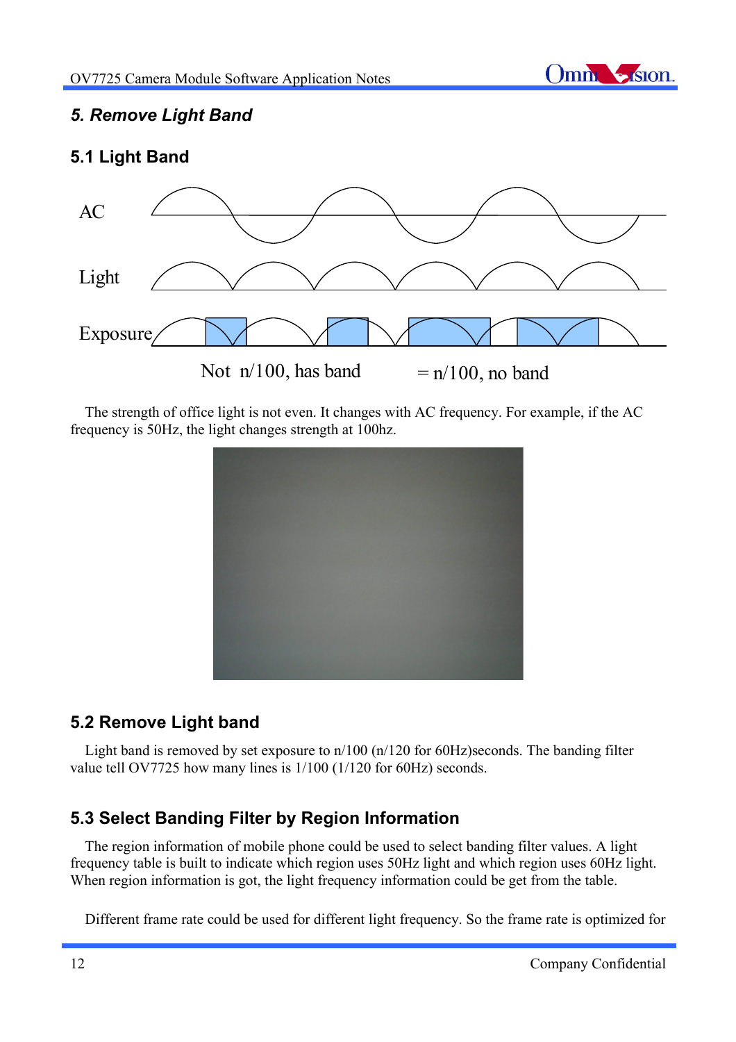## 5. Remove Light Band

### 5.1 Light Band

AC

Light

Exposure

Not n/100, has band = n/100, no band

The strength of office light is not even. It changes with AC frequency. For example, if the AC frequency is 50Hz, the light changes strength at 100hz.

### 5.2 Remove Light band

Light band is removed by set exposure to n/100 (n/120 for 60Hz)seconds. The banding filter value tell OV7725 how many lines is 1/100 (1/120 for 60Hz) seconds.

### 5.3 Select Banding Filter by Region Information

The region information of mobile phone could be used to select banding filter values. A light frequency table is built to indicate which region uses 50Hz light and which region uses 60Hz light. When region information is got, the light frequency information could be get from the table.

Different frame rate could be used for different light frequency. So the frame rate is optimized for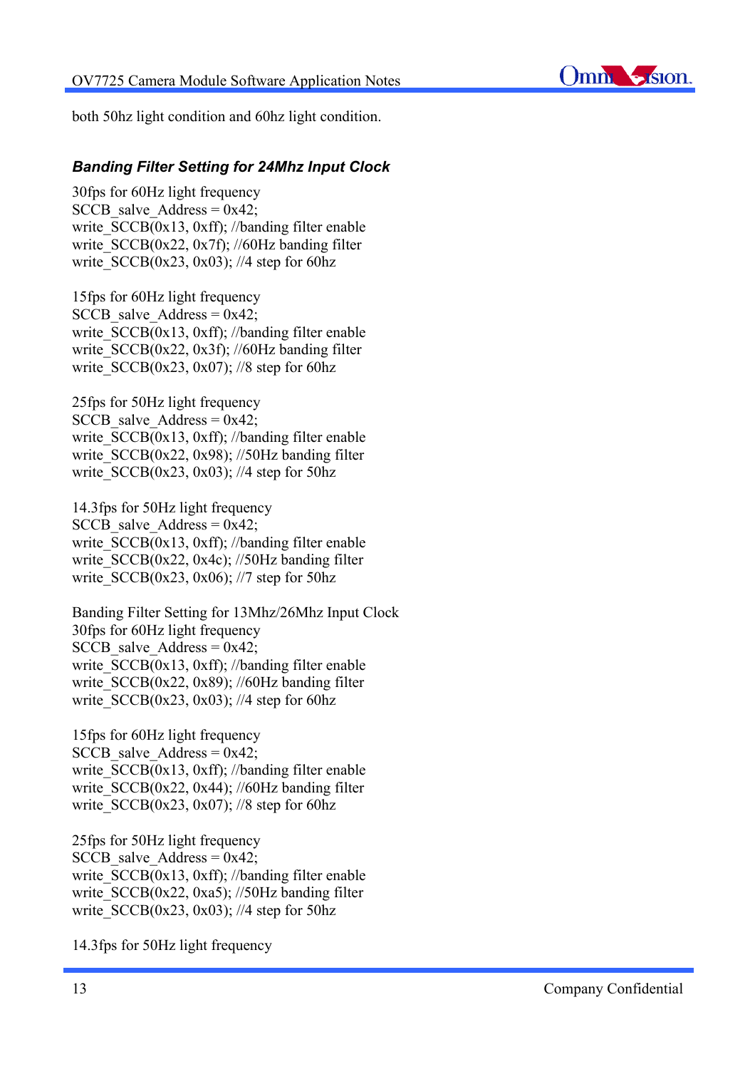both 50hz light condition and 60hz light condition.

### *Banding Filter Setting for 24Mhz Input Clock*

30fps for 60Hz light frequency
```
SCCB_salve_Address = 0x42;
write_SCCB(0x13, 0xff); //banding filter enable
write_SCCB(0x22, 0x7f); //60Hz banding filter
write_SCCB(0x23, 0x03); //4 step for 60hz
```

15fps for 60Hz light frequency
```
SCCB_salve_Address = 0x42;
write_SCCB(0x13, 0xff); //banding filter enable
write_SCCB(0x22, 0x3f); //60Hz banding filter
write_SCCB(0x23, 0x07); //8 step for 60hz
```

25fps for 50Hz light frequency
```
SCCB_salve_Address = 0x42;
write_SCCB(0x13, 0xff); //banding filter enable
write_SCCB(0x22, 0x98); //50Hz banding filter
write_SCCB(0x23, 0x03); //4 step for 50hz
```

14.3fps for 50Hz light frequency
```
SCCB_salve_Address = 0x42;
write_SCCB(0x13, 0xff); //banding filter enable
write_SCCB(0x22, 0x4c); //50Hz banding filter
write_SCCB(0x23, 0x06); //7 step for 50hz
```

Banding Filter Setting for 13Mhz/26Mhz Input Clock

30fps for 60Hz light frequency
```
SCCB_salve_Address = 0x42;
write_SCCB(0x13, 0xff); //banding filter enable
write_SCCB(0x22, 0x89); //60Hz banding filter
write_SCCB(0x23, 0x03); //4 step for 60hz
```

15fps for 60Hz light frequency
```
SCCB_salve_Address = 0x42;
write_SCCB(0x13, 0xff); //banding filter enable
write_SCCB(0x22, 0x44); //60Hz banding filter
write_SCCB(0x23, 0x07); //8 step for 60hz
```

25fps for 50Hz light frequency
```
SCCB_salve_Address = 0x42;
write_SCCB(0x13, 0xff); //banding filter enable
write_SCCB(0x22, 0xa5); //50Hz banding filter
write_SCCB(0x23, 0x03); //4 step for 50hz
```

14.3fps for 50Hz light frequency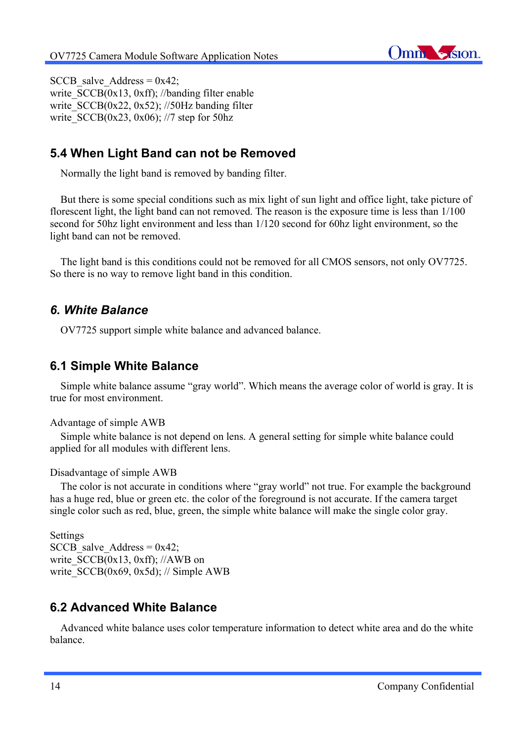```
SCCB_salve_Address = 0x42;
write_SCCB(0x13, 0xff); //banding filter enable
write_SCCB(0x22, 0x52); //50Hz banding filter
write_SCCB(0x23, 0x06); //7 step for 50hz
```

## 5.4 When Light Band can not be Removed

Normally the light band is removed by banding filter.

But there is some special conditions such as mix light of sun light and office light, take picture of florescent light, the light band can not removed. The reason is the exposure time is less than 1/100 second for 50hz light environment and less than 1/120 second for 60hz light environment, so the light band can not be removed.

The light band is this conditions could not be removed for all CMOS sensors, not only OV7725. So there is no way to remove light band in this condition.

# *6. White Balance*

OV7725 support simple white balance and advanced balance.

## 6.1 Simple White Balance

Simple white balance assume “gray world”. Which means the average color of world is gray. It is true for most environment.

Advantage of simple AWB

Simple white balance is not depend on lens. A general setting for simple white balance could applied for all modules with different lens.

Disadvantage of simple AWB

The color is not accurate in conditions where “gray world” not true. For example the background has a huge red, blue or green etc. the color of the foreground is not accurate. If the camera target single color such as red, blue, green, the simple white balance will make the single color gray.

Settings

```
SCCB_salve_Address = 0x42;
write_SCCB(0x13, 0xff); //AWB on
write_SCCB(0x69, 0x5d); // Simple AWB
```

## 6.2 Advanced White Balance

Advanced white balance uses color temperature information to detect white area and do the white balance.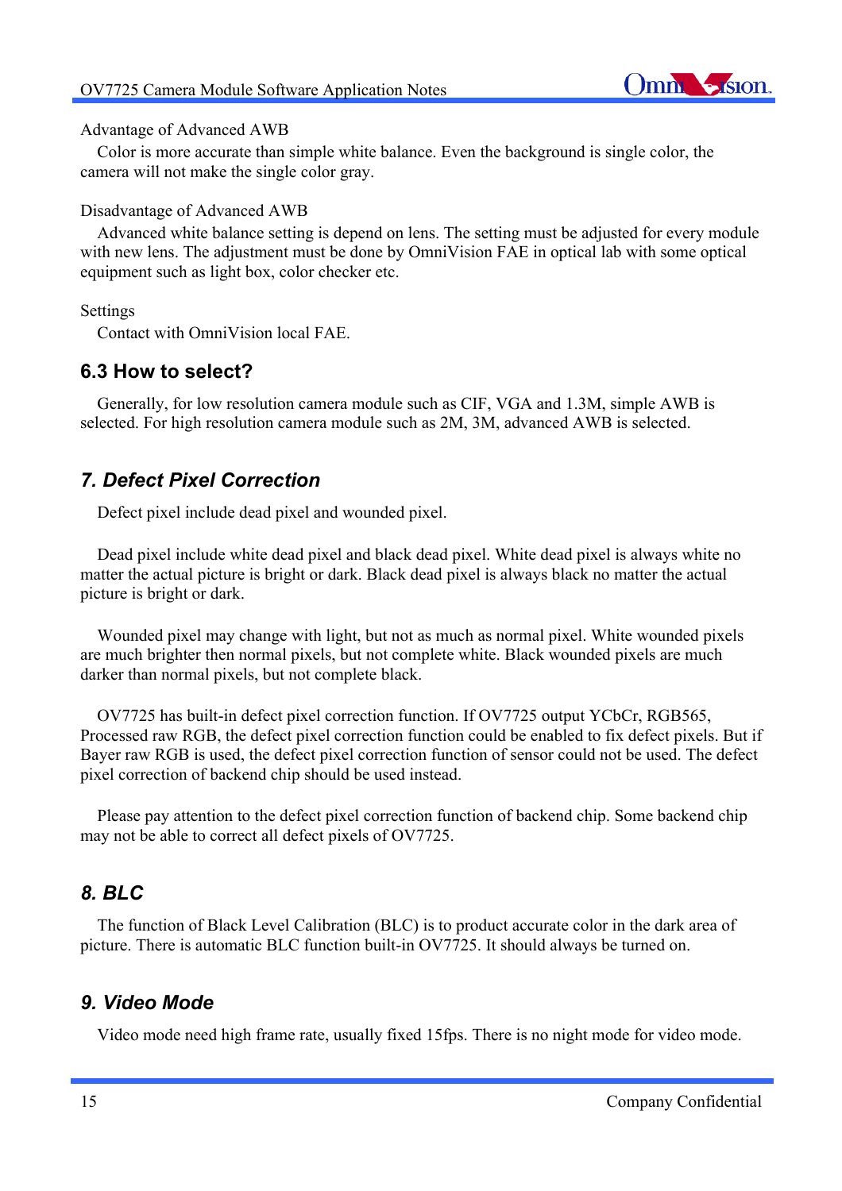Advantage of Advanced AWB

Color is more accurate than simple white balance. Even the background is single color, the camera will not make the single color gray.

Disadvantage of Advanced AWB

Advanced white balance setting is depend on lens. The setting must be adjusted for every module with new lens. The adjustment must be done by OmniVision FAE in optical lab with some optical equipment such as light box, color checker etc.

Settings

Contact with OmniVision local FAE.

### 6.3 How to select?

Generally, for low resolution camera module such as CIF, VGA and 1.3M, simple AWB is selected. For high resolution camera module such as 2M, 3M, advanced AWB is selected.

## *7. Defect Pixel Correction*

Defect pixel include dead pixel and wounded pixel.

Dead pixel include white dead pixel and black dead pixel. White dead pixel is always white no matter the actual picture is bright or dark. Black dead pixel is always black no matter the actual picture is bright or dark.

Wounded pixel may change with light, but not as much as normal pixel. White wounded pixels are much brighter then normal pixels, but not complete white. Black wounded pixels are much darker than normal pixels, but not complete black.

OV7725 has built-in defect pixel correction function. If OV7725 output YCbCr, RGB565, Processed raw RGB, the defect pixel correction function could be enabled to fix defect pixels. But if Bayer raw RGB is used, the defect pixel correction function of sensor could not be used. The defect pixel correction of backend chip should be used instead.

Please pay attention to the defect pixel correction function of backend chip. Some backend chip may not be able to correct all defect pixels of OV7725.

## *8. BLC*

The function of Black Level Calibration (BLC) is to product accurate color in the dark area of picture. There is automatic BLC function built-in OV7725. It should always be turned on.

## *9. Video Mode*

Video mode need high frame rate, usually fixed 15fps. There is no night mode for video mode.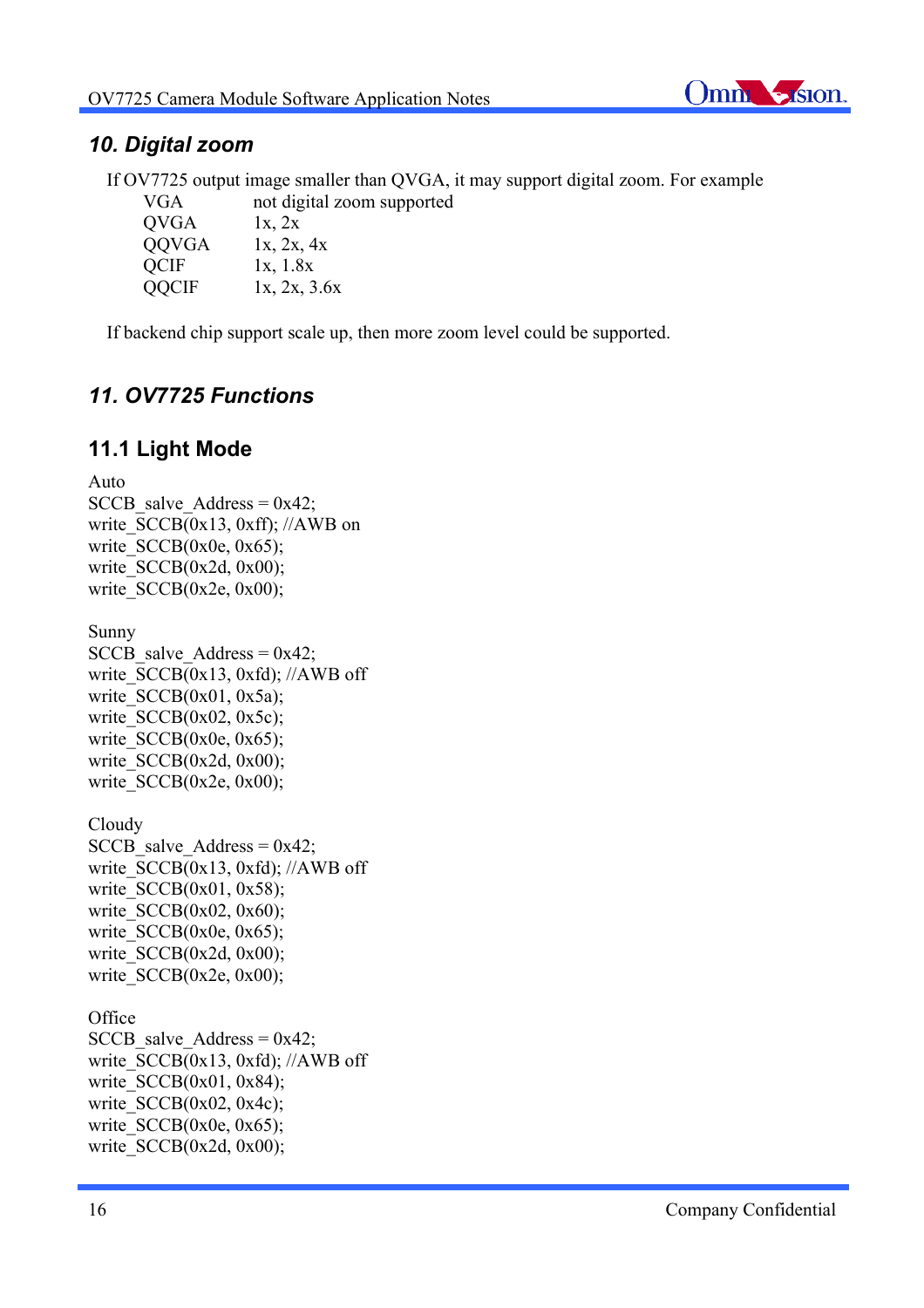## 10. Digital zoom

If OV7725 output image smaller than QVGA, it may support digital zoom. For example

| | |
|---|---|
| VGA | not digital zoom supported |
| QVGA | 1x, 2x |
| QQVGA | 1x, 2x, 4x |
| QCIF | 1x, 1.8x |
| QQCIF | 1x, 2x, 3.6x |

If backend chip support scale up, then more zoom level could be supported.

## 11. OV7725 Functions

### 11.1 Light Mode

Auto

```
SCCB_salve_Address = 0x42;
write_SCCB(0x13, 0xff); //AWB on
write_SCCB(0x0e, 0x65);
write_SCCB(0x2d, 0x00);
write_SCCB(0x2e, 0x00);
```

Sunny

```
SCCB_salve_Address = 0x42;
write_SCCB(0x13, 0xfd); //AWB off
write_SCCB(0x01, 0x5a);
write_SCCB(0x02, 0x5c);
write_SCCB(0x0e, 0x65);
write_SCCB(0x2d, 0x00);
write_SCCB(0x2e, 0x00);
```

Cloudy

```
SCCB_salve_Address = 0x42;
write_SCCB(0x13, 0xfd); //AWB off
write_SCCB(0x01, 0x58);
write_SCCB(0x02, 0x60);
write_SCCB(0x0e, 0x65);
write_SCCB(0x2d, 0x00);
write_SCCB(0x2e, 0x00);
```

Office

```
SCCB_salve_Address = 0x42;
write_SCCB(0x13, 0xfd); //AWB off
write_SCCB(0x01, 0x84);
write_SCCB(0x02, 0x4c);
write_SCCB(0x0e, 0x65);
write_SCCB(0x2d, 0x00);
```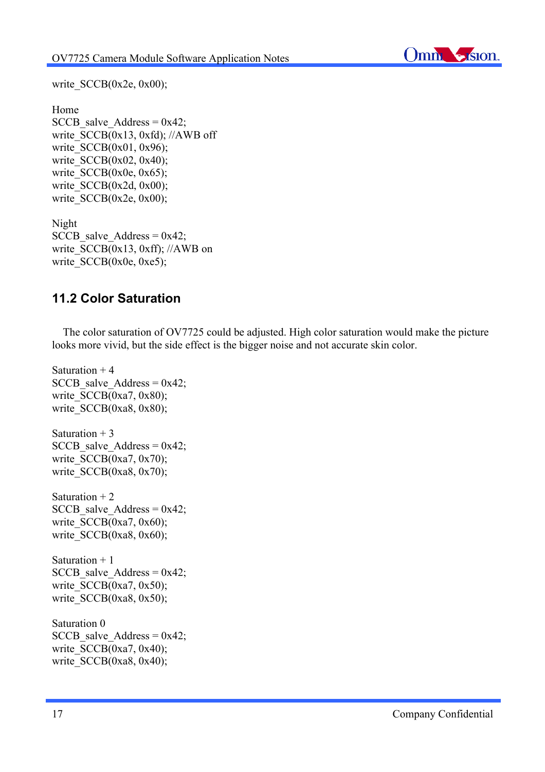write_SCCB(0x2e, 0x00);

Home
SCCB_salve_Address = 0x42;
write_SCCB(0x13, 0xfd); //AWB off
write_SCCB(0x01, 0x96);
write_SCCB(0x02, 0x40);
write_SCCB(0x0e, 0x65);
write_SCCB(0x2d, 0x00);
write_SCCB(0x2e, 0x00);

Night
SCCB_salve_Address = 0x42;
write_SCCB(0x13, 0xff); //AWB on
write_SCCB(0x0e, 0xe5);

## 11.2 Color Saturation

The color saturation of OV7725 could be adjusted. High color saturation would make the picture looks more vivid, but the side effect is the bigger noise and not accurate skin color.

Saturation + 4
SCCB_salve_Address = 0x42;
write_SCCB(0xa7, 0x80);
write_SCCB(0xa8, 0x80);

Saturation + 3
SCCB_salve_Address = 0x42;
write_SCCB(0xa7, 0x70);
write_SCCB(0xa8, 0x70);

Saturation + 2
SCCB_salve_Address = 0x42;
write_SCCB(0xa7, 0x60);
write_SCCB(0xa8, 0x60);

Saturation + 1
SCCB_salve_Address = 0x42;
write_SCCB(0xa7, 0x50);
write_SCCB(0xa8, 0x50);

Saturation 0
SCCB_salve_Address = 0x42;
write_SCCB(0xa7, 0x40);
write_SCCB(0xa8, 0x40);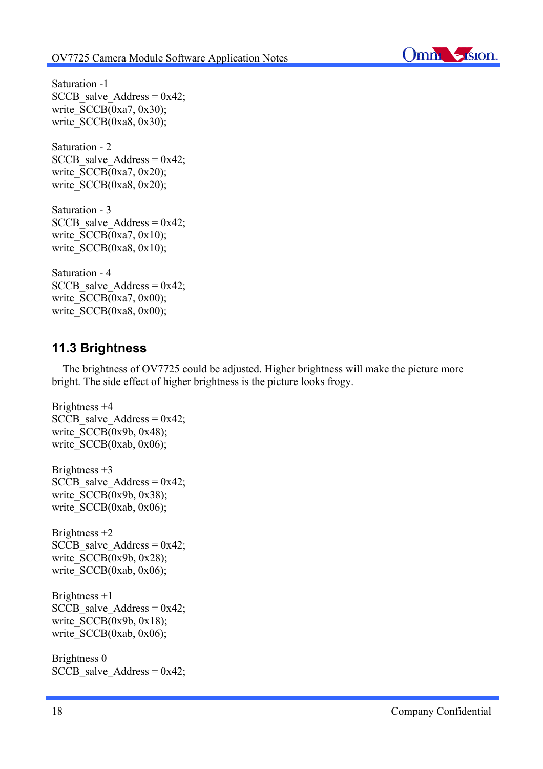Saturation -1
SCCB_salve_Address = 0x42;
write_SCCB(0xa7, 0x30);
write_SCCB(0xa8, 0x30);

Saturation - 2
SCCB_salve_Address = 0x42;
write_SCCB(0xa7, 0x20);
write_SCCB(0xa8, 0x20);

Saturation - 3
SCCB_salve_Address = 0x42;
write_SCCB(0xa7, 0x10);
write_SCCB(0xa8, 0x10);

Saturation - 4
SCCB_salve_Address = 0x42;
write_SCCB(0xa7, 0x00);
write_SCCB(0xa8, 0x00);

## 11.3 Brightness

The brightness of OV7725 could be adjusted. Higher brightness will make the picture more bright. The side effect of higher brightness is the picture looks frogy.

Brightness +4
SCCB_salve_Address = 0x42;
write_SCCB(0x9b, 0x48);
write_SCCB(0xab, 0x06);

Brightness +3
SCCB_salve_Address = 0x42;
write_SCCB(0x9b, 0x38);
write_SCCB(0xab, 0x06);

Brightness +2
SCCB_salve_Address = 0x42;
write_SCCB(0x9b, 0x28);
write_SCCB(0xab, 0x06);

Brightness +1
SCCB_salve_Address = 0x42;
write_SCCB(0x9b, 0x18);
write_SCCB(0xab, 0x06);

Brightness 0
SCCB_salve_Address = 0x42;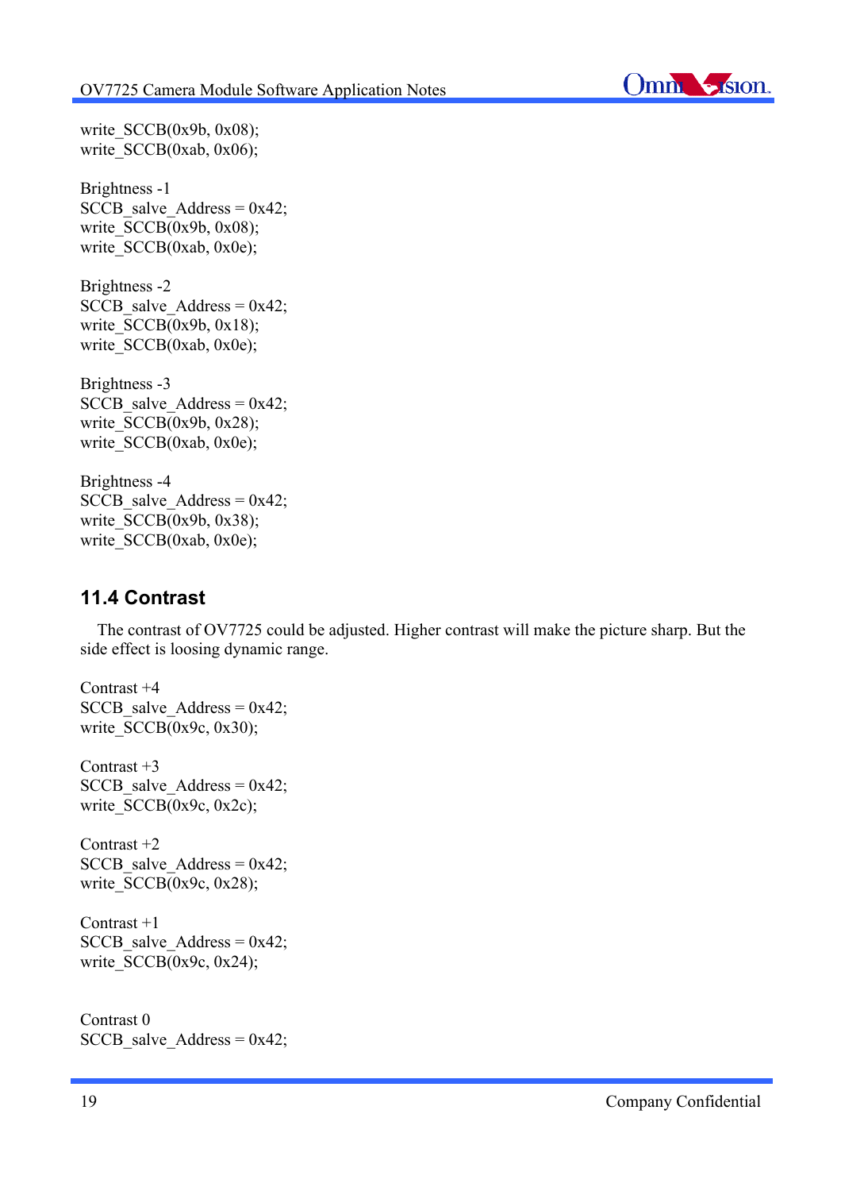write_SCCB(0x9b, 0x08);
write_SCCB(0xab, 0x06);

Brightness -1
SCCB_salve_Address = 0x42;
write_SCCB(0x9b, 0x08);
write_SCCB(0xab, 0x0e);

Brightness -2
SCCB_salve_Address = 0x42;
write_SCCB(0x9b, 0x18);
write_SCCB(0xab, 0x0e);

Brightness -3
SCCB_salve_Address = 0x42;
write_SCCB(0x9b, 0x28);
write_SCCB(0xab, 0x0e);

Brightness -4
SCCB_salve_Address = 0x42;
write_SCCB(0x9b, 0x38);
write_SCCB(0xab, 0x0e);

## 11.4 Contrast

The contrast of OV7725 could be adjusted. Higher contrast will make the picture sharp. But the side effect is loosing dynamic range.

Contrast +4
SCCB_salve_Address = 0x42;
write_SCCB(0x9c, 0x30);

Contrast +3
SCCB_salve_Address = 0x42;
write_SCCB(0x9c, 0x2c);

Contrast +2
SCCB_salve_Address = 0x42;
write_SCCB(0x9c, 0x28);

Contrast +1
SCCB_salve_Address = 0x42;
write_SCCB(0x9c, 0x24);

Contrast 0
SCCB_salve_Address = 0x42;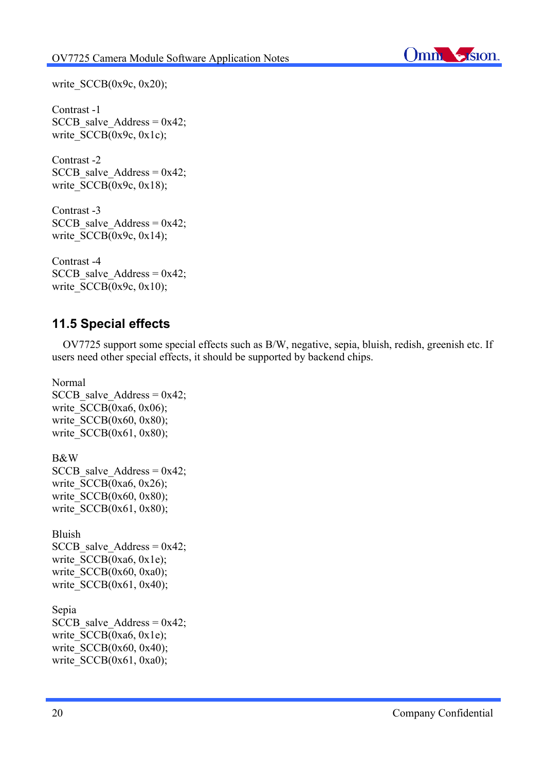write_SCCB(0x9c, 0x20);

Contrast -1
SCCB_salve_Address = 0x42;
write_SCCB(0x9c, 0x1c);

Contrast -2
SCCB_salve_Address = 0x42;
write_SCCB(0x9c, 0x18);

Contrast -3
SCCB_salve_Address = 0x42;
write_SCCB(0x9c, 0x14);

Contrast -4
SCCB_salve_Address = 0x42;
write_SCCB(0x9c, 0x10);

## 11.5 Special effects

OV7725 support some special effects such as B/W, negative, sepia, bluish, redish, greenish etc. If users need other special effects, it should be supported by backend chips.

Normal
SCCB_salve_Address = 0x42;
write_SCCB(0xa6, 0x06);
write_SCCB(0x60, 0x80);
write_SCCB(0x61, 0x80);

B&W
SCCB_salve_Address = 0x42;
write_SCCB(0xa6, 0x26);
write_SCCB(0x60, 0x80);
write_SCCB(0x61, 0x80);

Bluish
SCCB_salve_Address = 0x42;
write_SCCB(0xa6, 0x1e);
write_SCCB(0x60, 0xa0);
write_SCCB(0x61, 0x40);

Sepia
SCCB_salve_Address = 0x42;
write_SCCB(0xa6, 0x1e);
write_SCCB(0x60, 0x40);
write_SCCB(0x61, 0xa0);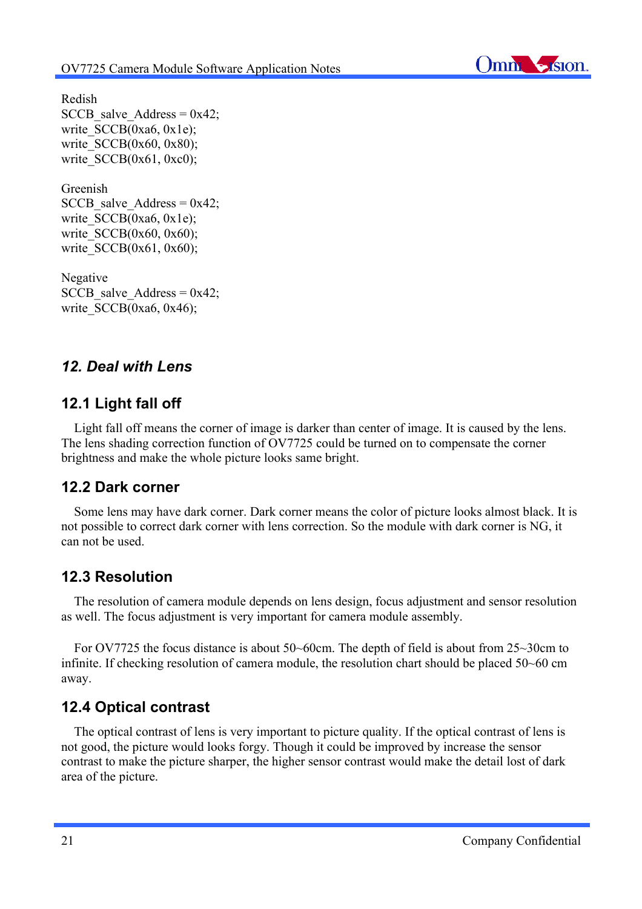Redish
```
SCCB_salve_Address = 0x42;
write_SCCB(0xa6, 0x1e);
write_SCCB(0x60, 0x80);
write_SCCB(0x61, 0xc0);
```

Greenish
```
SCCB_salve_Address = 0x42;
write_SCCB(0xa6, 0x1e);
write_SCCB(0x60, 0x60);
write_SCCB(0x61, 0x60);
```

Negative
```
SCCB_salve_Address = 0x42;
write_SCCB(0xa6, 0x46);
```

# *12. Deal with Lens*

## 12.1 Light fall off

Light fall off means the corner of image is darker than center of image. It is caused by the lens. The lens shading correction function of OV7725 could be turned on to compensate the corner brightness and make the whole picture looks same bright.

## 12.2 Dark corner

Some lens may have dark corner. Dark corner means the color of picture looks almost black. It is not possible to correct dark corner with lens correction. So the module with dark corner is NG, it can not be used.

## 12.3 Resolution

The resolution of camera module depends on lens design, focus adjustment and sensor resolution as well. The focus adjustment is very important for camera module assembly.

For OV7725 the focus distance is about 50~60cm. The depth of field is about from 25~30cm to infinite. If checking resolution of camera module, the resolution chart should be placed 50~60 cm away.

## 12.4 Optical contrast

The optical contrast of lens is very important to picture quality. If the optical contrast of lens is not good, the picture would looks forgy. Though it could be improved by increase the sensor contrast to make the picture sharper, the higher sensor contrast would make the detail lost of dark area of the picture.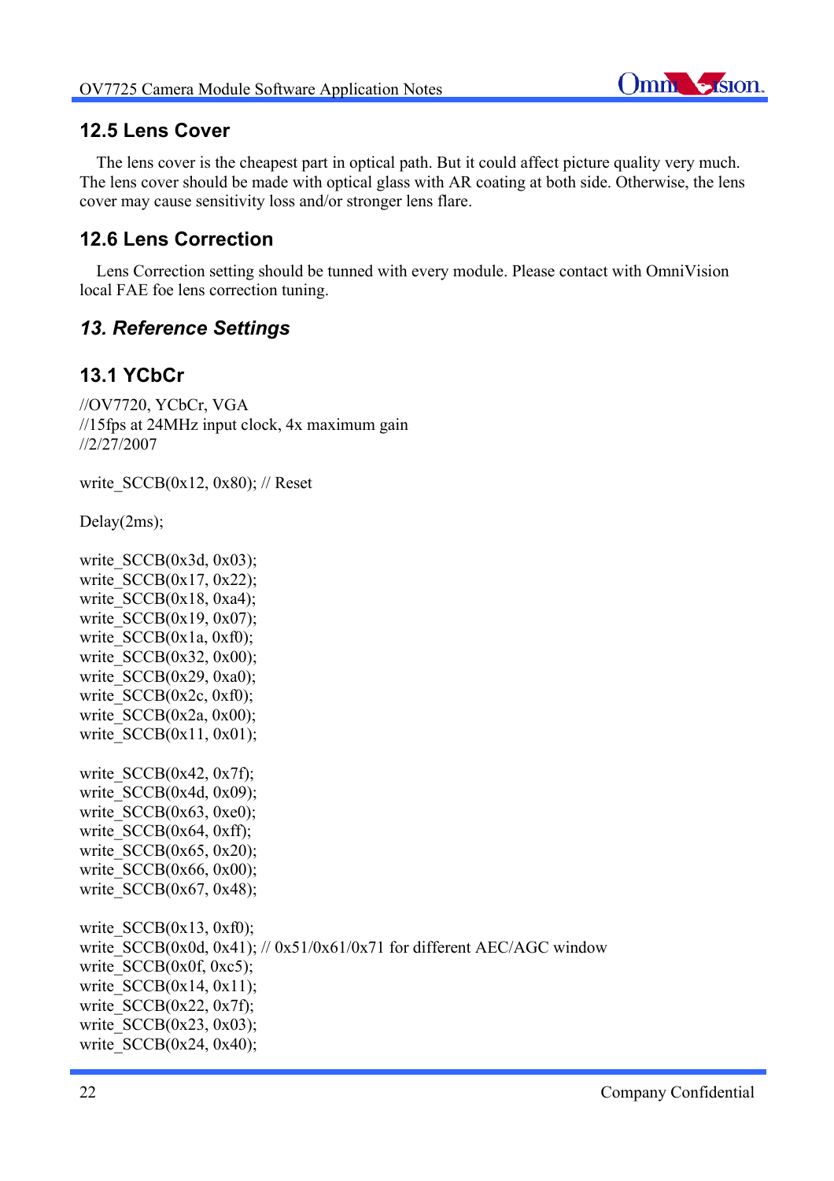## 12.5 Lens Cover

The lens cover is the cheapest part in optical path. But it could affect picture quality very much. The lens cover should be made with optical glass with AR coating at both side. Otherwise, the lens cover may cause sensitivity loss and/or stronger lens flare.

## 12.6 Lens Correction

Lens Correction setting should be tunned with every module. Please contact with OmniVision local FAE foe lens correction tuning.

# *13. Reference Settings*

## 13.1 YCbCr

```
//OV7720, YCbCr, VGA
//15fps at 24MHz input clock, 4x maximum gain
//2/27/2007

write_SCCB(0x12, 0x80); // Reset

Delay(2ms);

write_SCCB(0x3d, 0x03);
write_SCCB(0x17, 0x22);
write_SCCB(0x18, 0xa4);
write_SCCB(0x19, 0x07);
write_SCCB(0x1a, 0xf0);
write_SCCB(0x32, 0x00);
write_SCCB(0x29, 0xa0);
write_SCCB(0x2c, 0xf0);
write_SCCB(0x2a, 0x00);
write_SCCB(0x11, 0x01);

write_SCCB(0x42, 0x7f);
write_SCCB(0x4d, 0x09);
write_SCCB(0x63, 0xe0);
write_SCCB(0x64, 0xff);
write_SCCB(0x65, 0x20);
write_SCCB(0x66, 0x00);
write_SCCB(0x67, 0x48);

write_SCCB(0x13, 0xf0);
write_SCCB(0x0d, 0x41); // 0x51/0x61/0x71 for different AEC/AGC window
write_SCCB(0x0f, 0xc5);
write_SCCB(0x14, 0x11);
write_SCCB(0x22, 0x7f);
write_SCCB(0x23, 0x03);
write_SCCB(0x24, 0x40);
```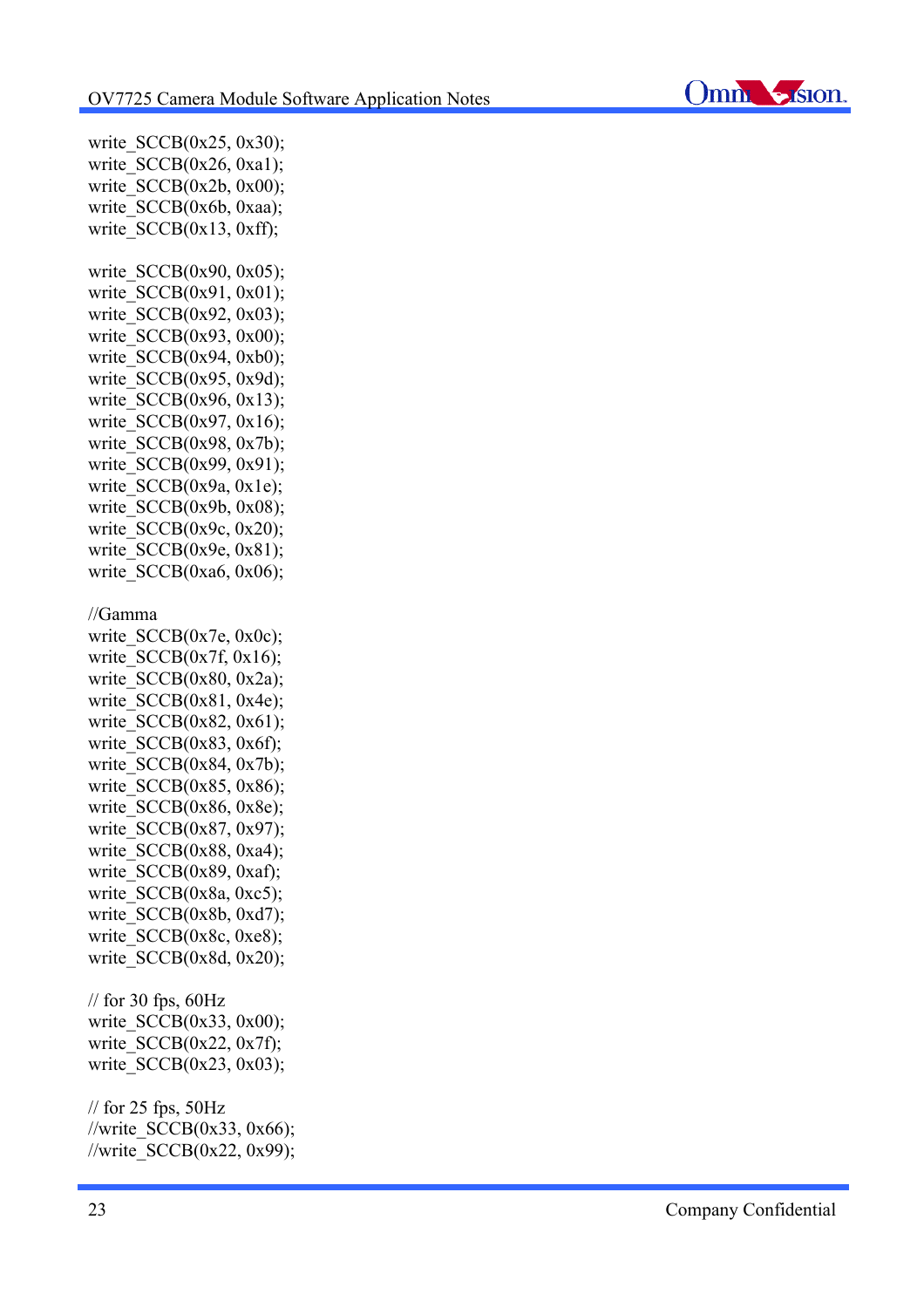```
write_SCCB(0x25, 0x30);
write_SCCB(0x26, 0xa1);
write_SCCB(0x2b, 0x00);
write_SCCB(0x6b, 0xaa);
write_SCCB(0x13, 0xff);

write_SCCB(0x90, 0x05);
write_SCCB(0x91, 0x01);
write_SCCB(0x92, 0x03);
write_SCCB(0x93, 0x00);
write_SCCB(0x94, 0xb0);
write_SCCB(0x95, 0x9d);
write_SCCB(0x96, 0x13);
write_SCCB(0x97, 0x16);
write_SCCB(0x98, 0x7b);
write_SCCB(0x99, 0x91);
write_SCCB(0x9a, 0x1e);
write_SCCB(0x9b, 0x08);
write_SCCB(0x9c, 0x20);
write_SCCB(0x9e, 0x81);
write_SCCB(0xa6, 0x06);

//Gamma
write_SCCB(0x7e, 0x0c);
write_SCCB(0x7f, 0x16);
write_SCCB(0x80, 0x2a);
write_SCCB(0x81, 0x4e);
write_SCCB(0x82, 0x61);
write_SCCB(0x83, 0x6f);
write_SCCB(0x84, 0x7b);
write_SCCB(0x85, 0x86);
write_SCCB(0x86, 0x8e);
write_SCCB(0x87, 0x97);
write_SCCB(0x88, 0xa4);
write_SCCB(0x89, 0xaf);
write_SCCB(0x8a, 0xc5);
write_SCCB(0x8b, 0xd7);
write_SCCB(0x8c, 0xe8);
write_SCCB(0x8d, 0x20);

// for 30 fps, 60Hz
write_SCCB(0x33, 0x00);
write_SCCB(0x22, 0x7f);
write_SCCB(0x23, 0x03);

// for 25 fps, 50Hz
//write_SCCB(0x33, 0x66);
//write_SCCB(0x22, 0x99);
```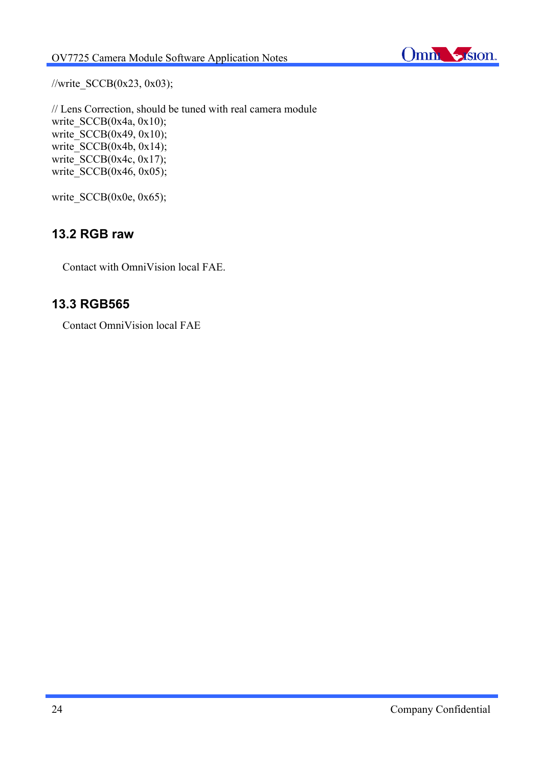```
//write_SCCB(0x23, 0x03);

// Lens Correction, should be tuned with real camera module
write_SCCB(0x4a, 0x10);
write_SCCB(0x49, 0x10);
write_SCCB(0x4b, 0x14);
write_SCCB(0x4c, 0x17);
write_SCCB(0x46, 0x05);

write_SCCB(0x0e, 0x65);
```

### 13.2 RGB raw

Contact with OmniVision local FAE.

### 13.3 RGB565

Contact OmniVision local FAE